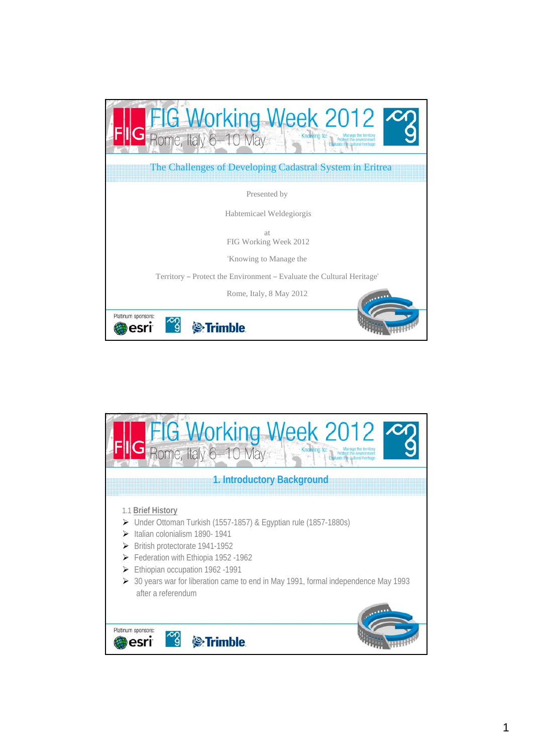# The Challenges of Developing Cadastral System in Eritrea

Presented by

Habtemicael Weldegiorgis

at
FIG Working Week 2012

'Knowing to Manage the

Territory – Protect the Environment – Evaluate the Cultural Heritage'

Rome, Italy, 8 May 2012

## 1. Introductory Background

1.1 **Brief History**

- Under Ottoman Turkish (1557-1857) & Egyptian rule (1857-1880s)
- Italian colonialism 1890- 1941
- British protectorate 1941-1952
- Federation with Ethiopia 1952 -1962
- Ethiopian occupation 1962 -1991
- 30 years war for liberation came to end in May 1991, formal independence May 1993 after a referendum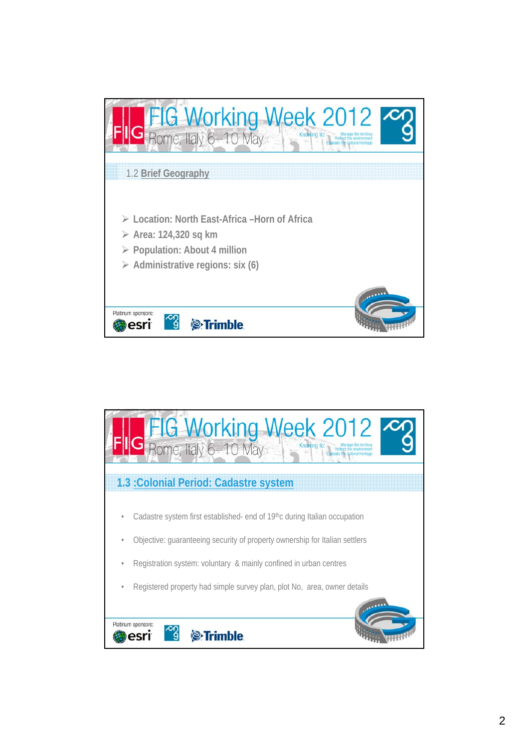## 1.2 Brief Geography

- Location: North East-Africa –Horn of Africa
- Area: 124,320 sq km
- Population: About 4 million
- Administrative regions: six (6)

## 1.3 :Colonial Period: Cadastre system

- Cadastre system first established- end of 19thc during Italian occupation
- Objective: guaranteeing security of property ownership for Italian settlers
- Registration system: voluntary & mainly confined in urban centres
- Registered property had simple survey plan, plot No, area, owner details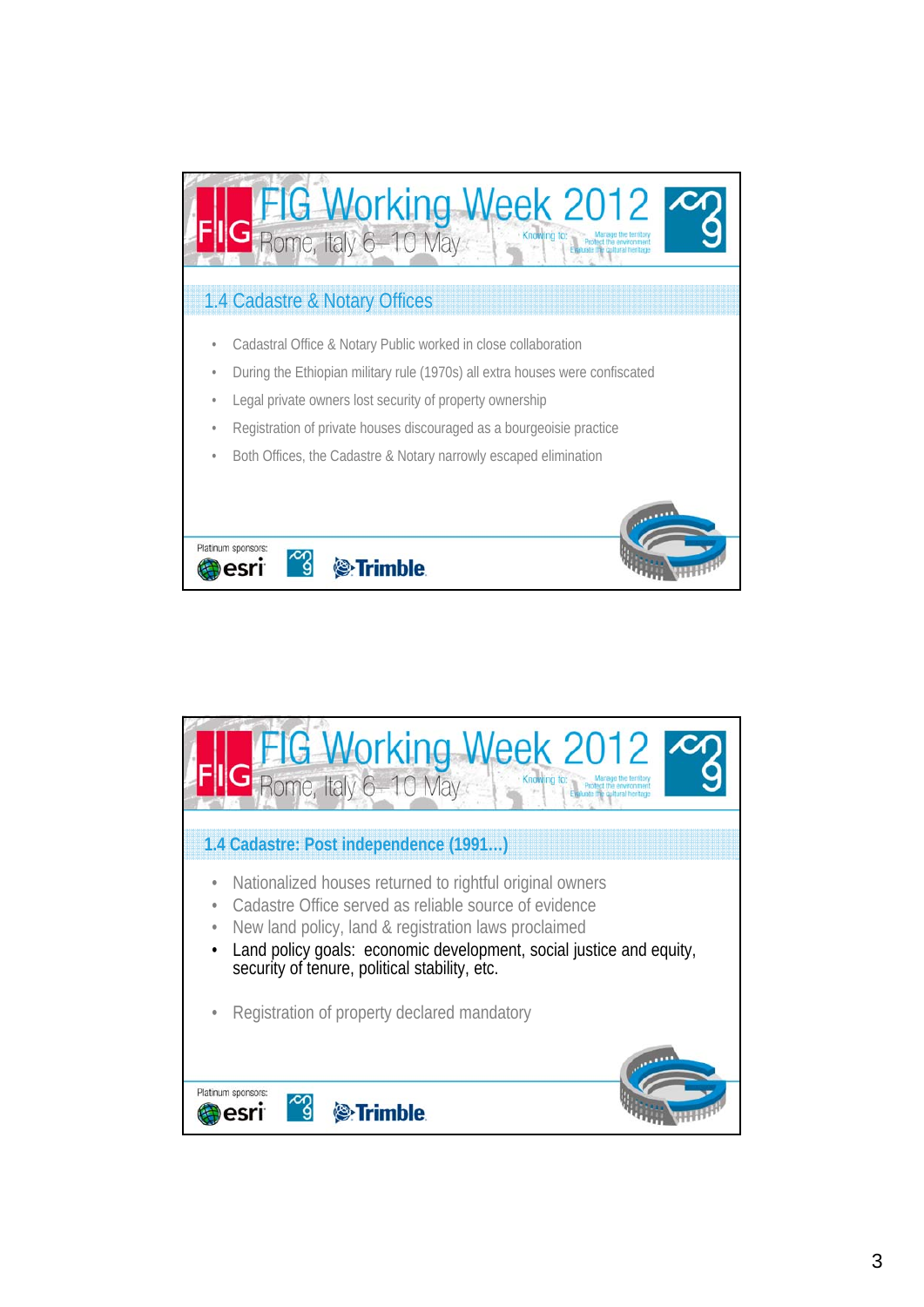## 1.4 Cadastre & Notary Offices

- Cadastral Office & Notary Public worked in close collaboration
- During the Ethiopian military rule (1970s) all extra houses were confiscated
- Legal private owners lost security of property ownership
- Registration of private houses discouraged as a bourgeoisie practice
- Both Offices, the Cadastre & Notary narrowly escaped elimination

## 1.4 Cadastre: Post independence (1991…)

- Nationalized houses returned to rightful original owners
- Cadastre Office served as reliable source of evidence
- New land policy, land & registration laws proclaimed
- Land policy goals: economic development, social justice and equity, security of tenure, political stability, etc.
- Registration of property declared mandatory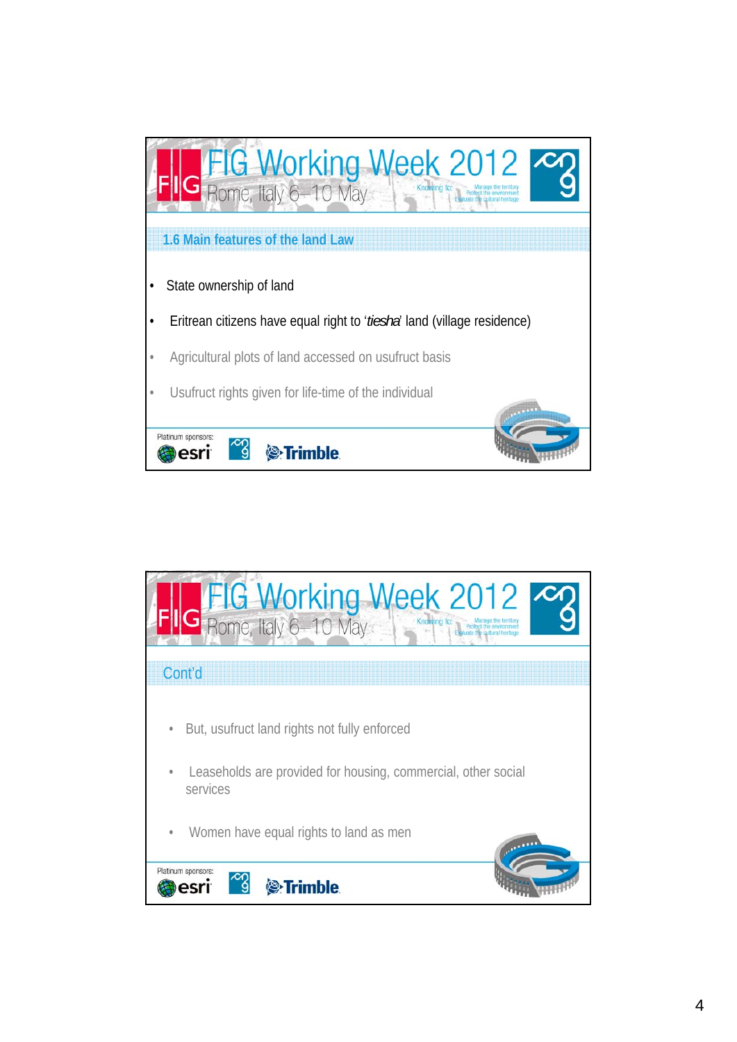## 1.6 Main features of the land Law

- State ownership of land
- Eritrean citizens have equal right to '*tiesha*' land (village residence)
- Agricultural plots of land accessed on usufruct basis
- Usufruct rights given for life-time of the individual

## Cont'd

- But, usufruct land rights not fully enforced
- Leaseholds are provided for housing, commercial, other social services
- Women have equal rights to land as men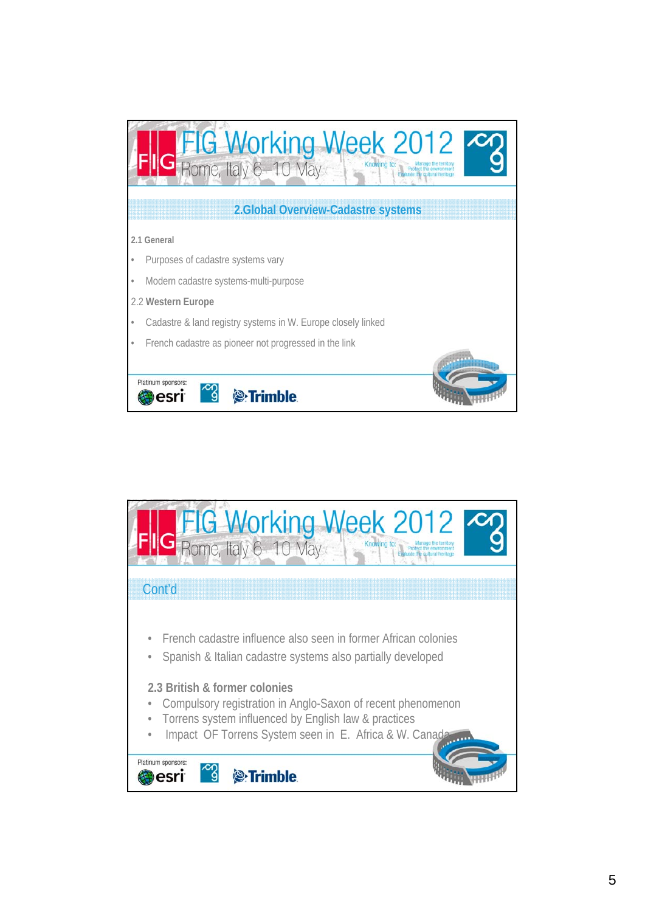## 2.Global Overview-Cadastre systems

**2.1 General**

- Purposes of cadastre systems vary
- Modern cadastre systems-multi-purpose

2.2 **Western Europe**

- Cadastre & land registry systems in W. Europe closely linked
- French cadastre as pioneer not progressed in the link

## Cont'd

- French cadastre influence also seen in former African colonies
- Spanish & Italian cadastre systems also partially developed

**2.3 British & former colonies**

- Compulsory registration in Anglo-Saxon of recent phenomenon
- Torrens system influenced by English law & practices
- Impact OF Torrens System seen in E. Africa & W. Canada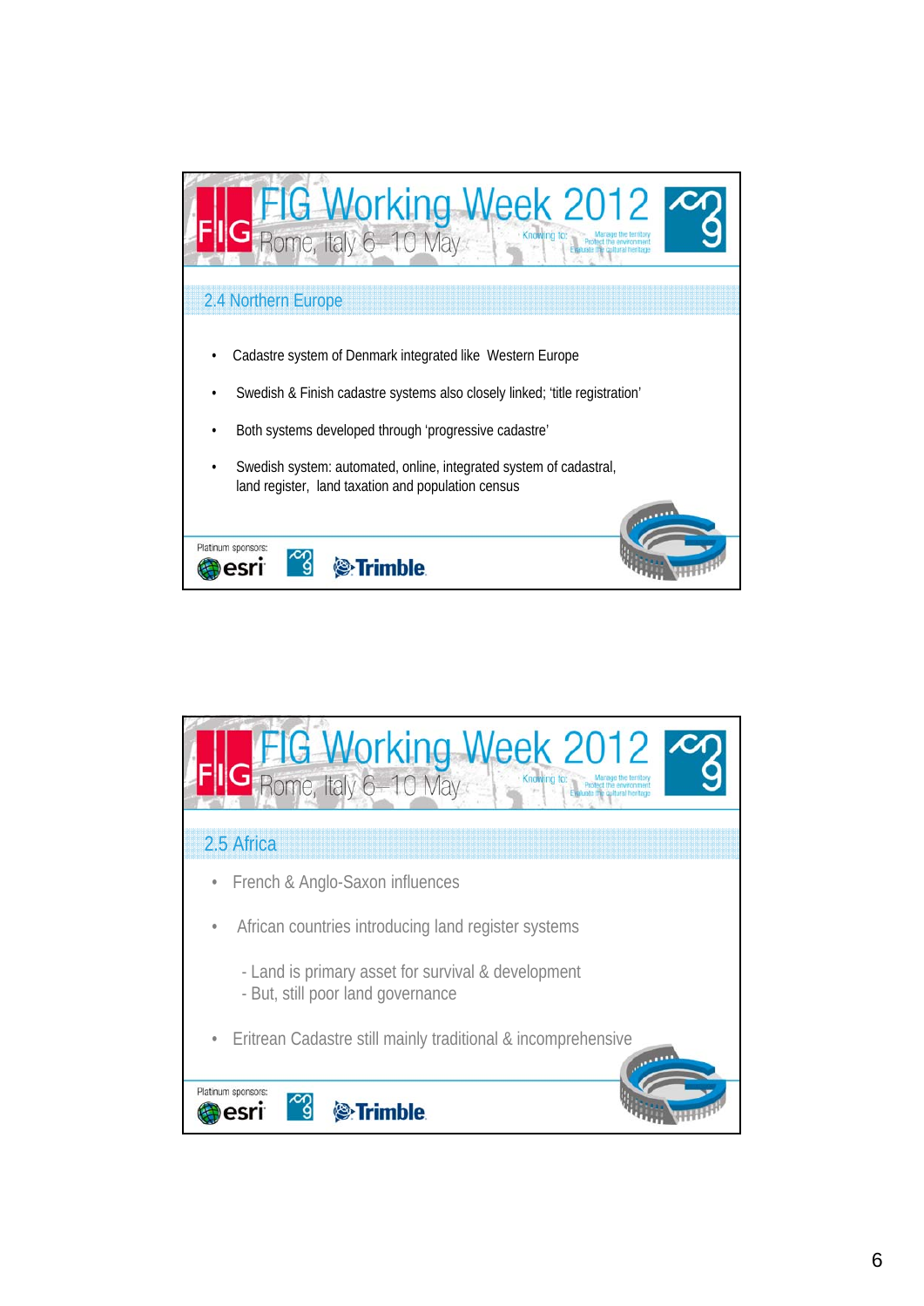## 2.4 Northern Europe

- Cadastre system of Denmark integrated like Western Europe
- Swedish & Finish cadastre systems also closely linked; 'title registration'
- Both systems developed through 'progressive cadastre'
- Swedish system: automated, online, integrated system of cadastral, land register, land taxation and population census

## 2.5 Africa

- French & Anglo-Saxon influences
- African countries introducing land register systems

  - Land is primary asset for survival & development
  - But, still poor land governance

- Eritrean Cadastre still mainly traditional & incomprehensive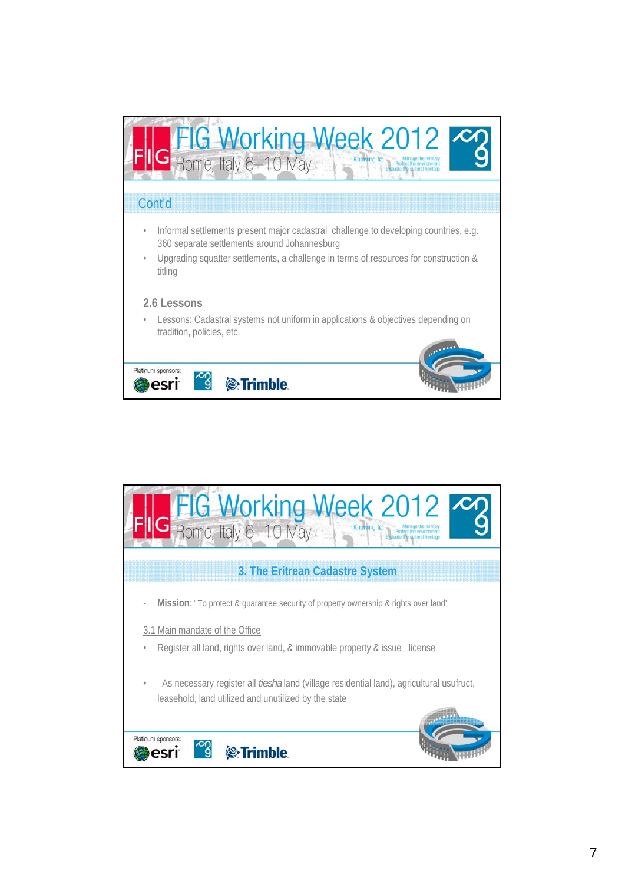## Cont'd

- Informal settlements present major cadastral challenge to developing countries, e.g. 360 separate settlements around Johannesburg
- Upgrading squatter settlements, a challenge in terms of resources for construction & titling

### 2.6 Lessons

- Lessons: Cadastral systems not uniform in applications & objectives depending on tradition, policies, etc.

## 3. The Eritrean Cadastre System

- **Mission**: ' To protect & guarantee security of property ownership & rights over land'

### 3.1 Main mandate of the Office

- Register all land, rights over land, & immovable property & issue license
- As necessary register all *tiesha* land (village residential land), agricultural usufruct, leasehold, land utilized and unutilized by the state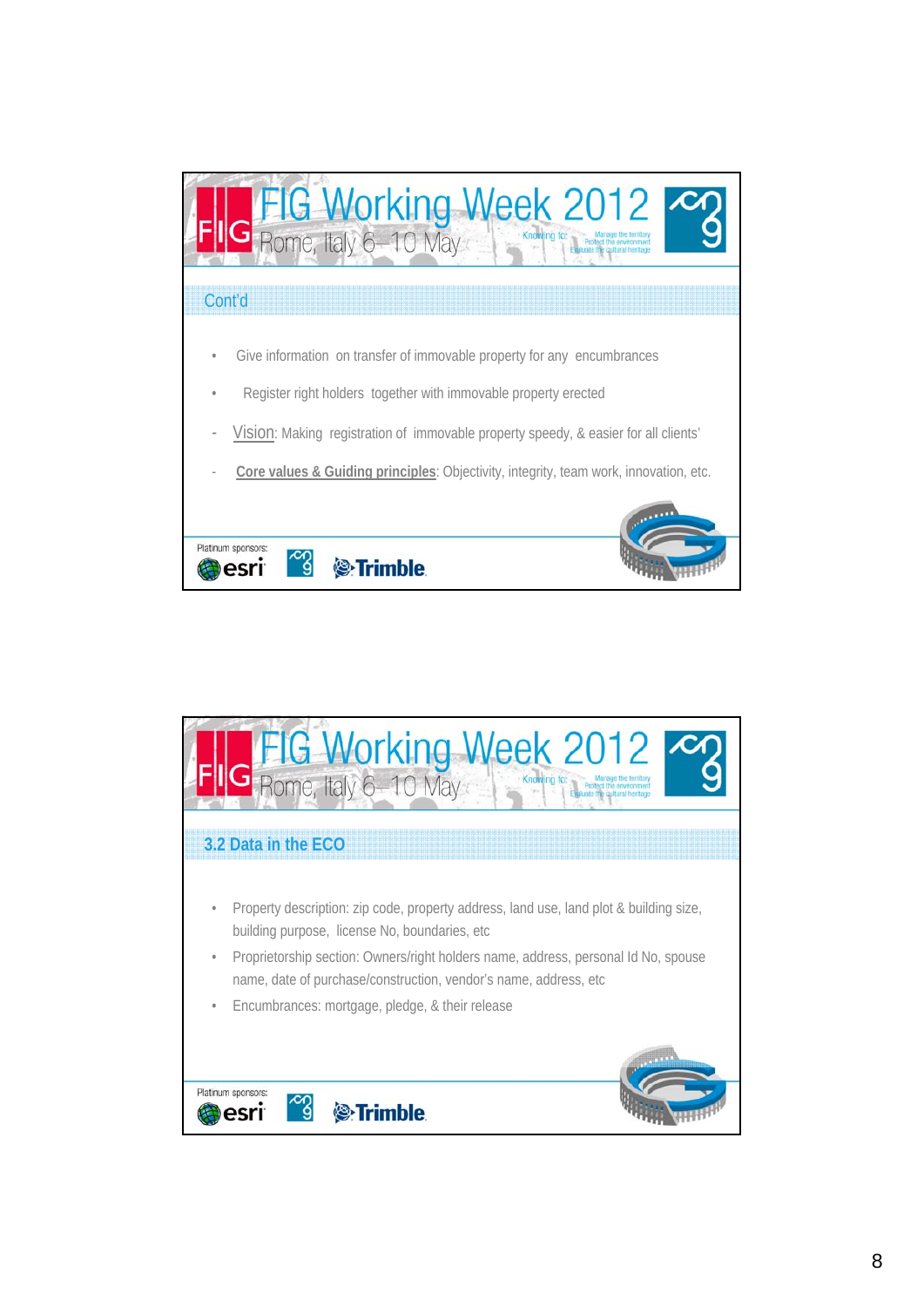## Cont'd

- Give information on transfer of immovable property for any encumbrances
- Register right holders together with immovable property erected

- Vision: Making registration of immovable property speedy, & easier for all clients'
- **Core values & Guiding principles**: Objectivity, integrity, team work, innovation, etc.

## 3.2 Data in the ECO

- Property description: zip code, property address, land use, land plot & building size, building purpose, license No, boundaries, etc
- Proprietorship section: Owners/right holders name, address, personal Id No, spouse name, date of purchase/construction, vendor's name, address, etc
- Encumbrances: mortgage, pledge, & their release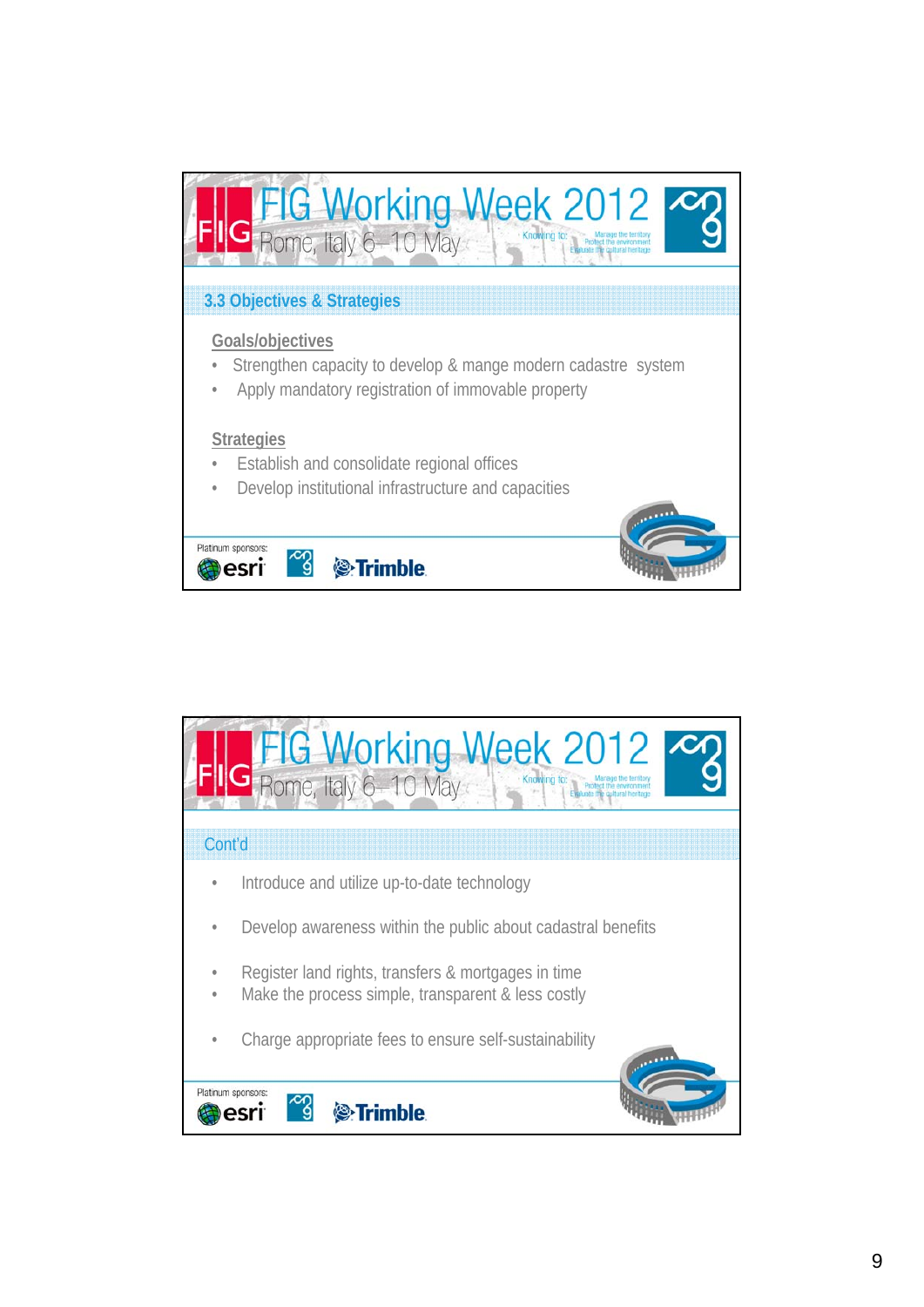## 3.3 Objectives & Strategies

**Goals/objectives**

- Strengthen capacity to develop & mange modern cadastre system
- Apply mandatory registration of immovable property

**Strategies**

- Establish and consolidate regional offices
- Develop institutional infrastructure and capacities

## Cont'd

- Introduce and utilize up-to-date technology
- Develop awareness within the public about cadastral benefits
- Register land rights, transfers & mortgages in time
- Make the process simple, transparent & less costly
- Charge appropriate fees to ensure self-sustainability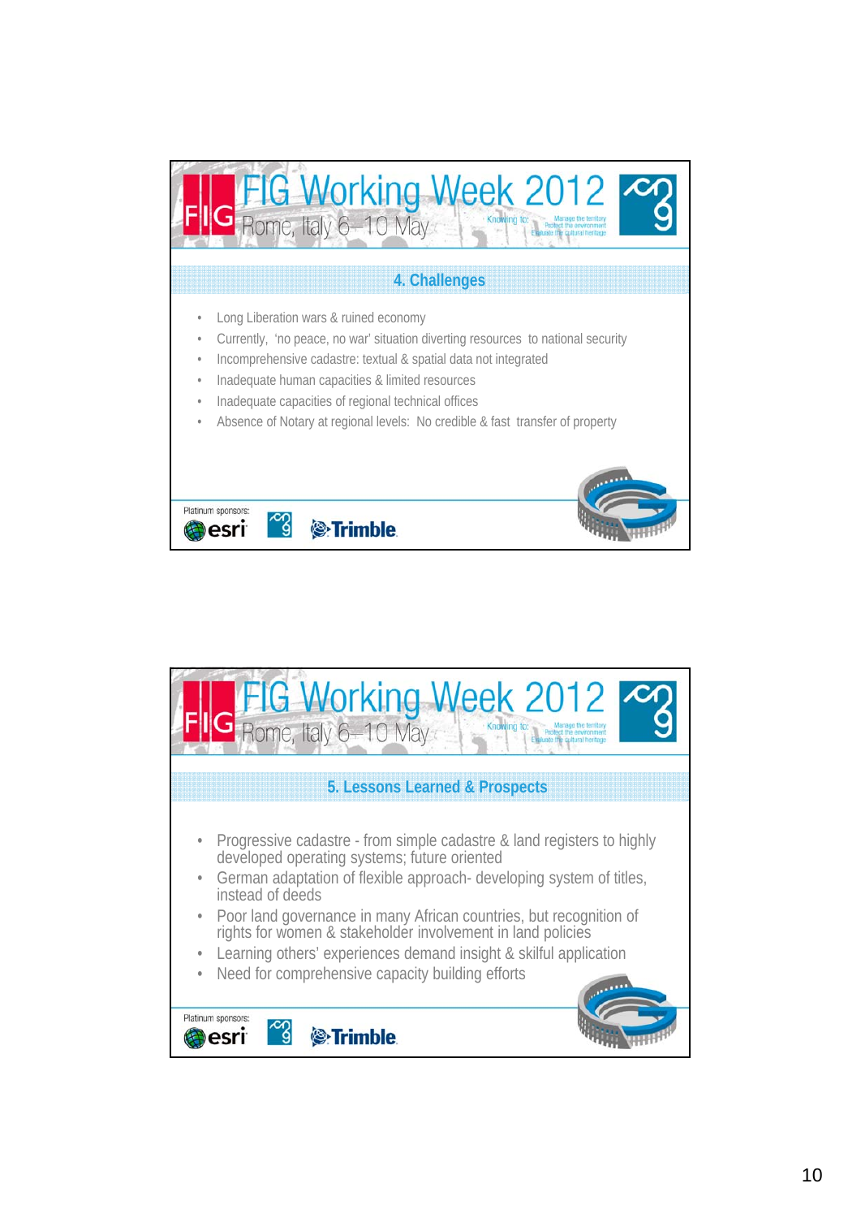## 4. Challenges

- Long Liberation wars & ruined economy
- Currently, 'no peace, no war' situation diverting resources to national security
- Incomprehensive cadastre: textual & spatial data not integrated
- Inadequate human capacities & limited resources
- Inadequate capacities of regional technical offices
- Absence of Notary at regional levels: No credible & fast transfer of property

## 5. Lessons Learned & Prospects

- Progressive cadastre - from simple cadastre & land registers to highly developed operating systems; future oriented
- German adaptation of flexible approach- developing system of titles, instead of deeds
- Poor land governance in many African countries, but recognition of rights for women & stakeholder involvement in land policies
- Learning others' experiences demand insight & skilful application
- Need for comprehensive capacity building efforts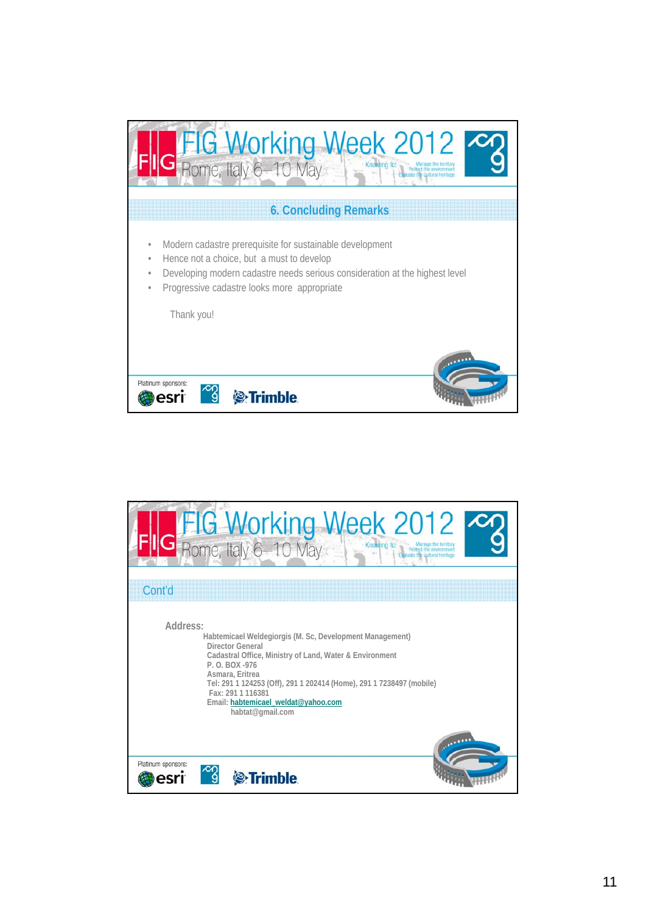## 6. Concluding Remarks

- Modern cadastre prerequisite for sustainable development
- Hence not a choice, but a must to develop
- Developing modern cadastre needs serious consideration at the highest level
- Progressive cadastre looks more appropriate

Thank you!

## Cont'd

**Address:**

**Habtemicael Weldegiorgis (M. Sc, Development Management)**
**Director General**
**Cadastral Office, Ministry of Land, Water & Environment**
**P. O. BOX -976**
**Asmara, Eritrea**
**Tel: 291 1 124253 (Off), 291 1 202414 (Home), 291 1 7238497 (mobile)**
**Fax: 291 1 116381**
**Email: habtemicael_weldat@yahoo.com**
**habtat@gmail.com**